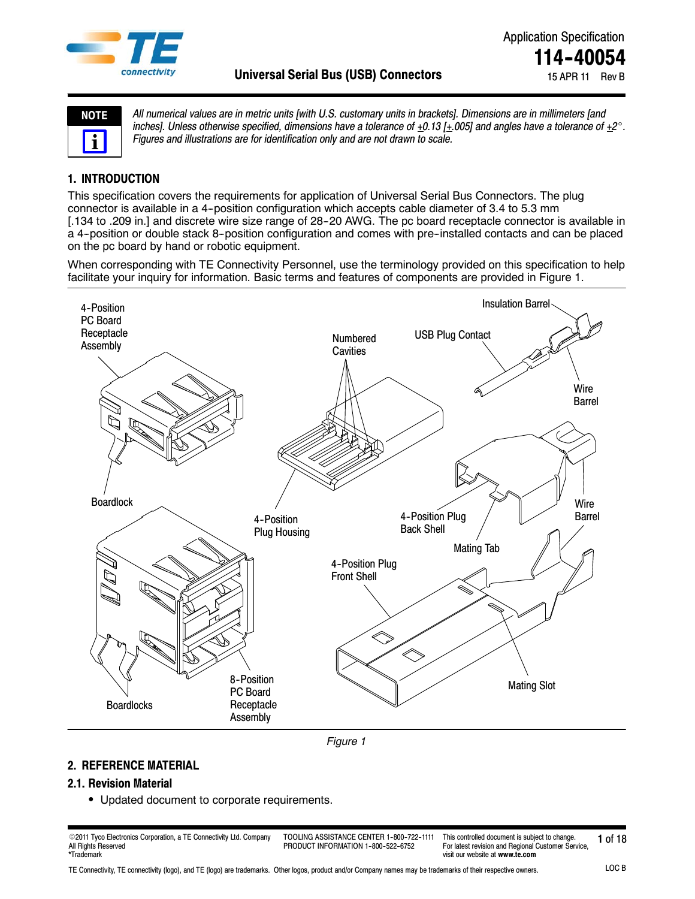Application Specification

**114-40054**

15 APR 11 Rev B

**Universal Serial Bus (USB) Connectors**

**NOTE**

*All numerical values are in metric units [with U.S. customary units in brackets]. Dimensions are in millimeters [and inches]. Unless otherwise specified, dimensions have a tolerance of ±0.13 [±.005] and angles have a tolerance of ±2°. Figures and illustrations are for identification only and are not drawn to scale.*

## 1. INTRODUCTION

This specification covers the requirements for application of Universal Serial Bus Connectors. The plug connector is available in a 4-position configuration which accepts cable diameter of 3.4 to 5.3 mm [.134 to .209 in.] and discrete wire size range of 28-20 AWG. The pc board receptacle connector is available in a 4-position or double stack 8-position configuration and comes with pre-installed contacts and can be placed on the pc board by hand or robotic equipment.

When corresponding with TE Connectivity Personnel, use the terminology provided on this specification to help facilitate your inquiry for information. Basic terms and features of components are provided in Figure 1.

4-Position PC Board Receptacle Assembly

Boardlock

Numbered Cavities

USB Plug Contact

Insulation Barrel

Wire Barrel

4-Position Plug Housing

4-Position Plug Back Shell

Mating Tab

Wire Barrel

4-Position Plug Front Shell

Mating Slot

Boardlocks

8-Position PC Board Receptacle Assembly

*Figure 1*

## 2. REFERENCE MATERIAL

### 2.1. Revision Material

- Updated document to corporate requirements.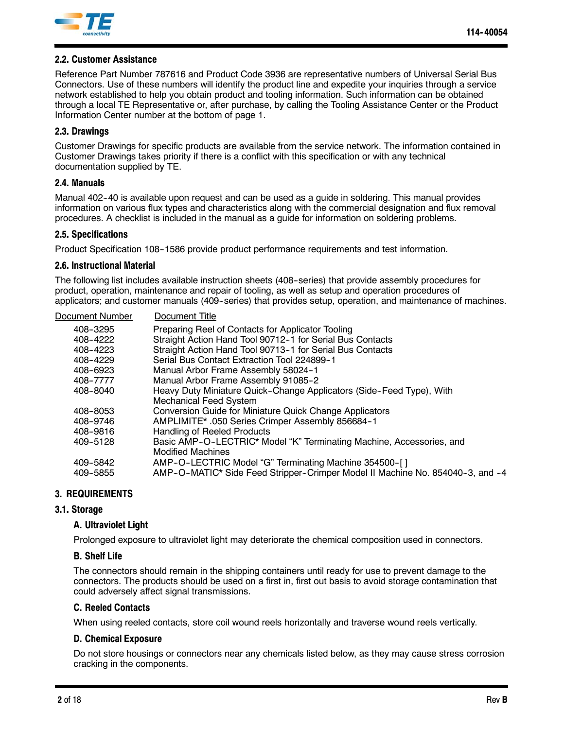### 2.2. Customer Assistance

Reference Part Number 787616 and Product Code 3936 are representative numbers of Universal Serial Bus Connectors. Use of these numbers will identify the product line and expedite your inquiries through a service network established to help you obtain product and tooling information. Such information can be obtained through a local TE Representative or, after purchase, by calling the Tooling Assistance Center or the Product Information Center number at the bottom of page 1.

### 2.3. Drawings

Customer Drawings for specific products are available from the service network. The information contained in Customer Drawings takes priority if there is a conflict with this specification or with any technical documentation supplied by TE.

### 2.4. Manuals

Manual 402-40 is available upon request and can be used as a guide in soldering. This manual provides information on various flux types and characteristics along with the commercial designation and flux removal procedures. A checklist is included in the manual as a guide for information on soldering problems.

### 2.5. Specifications

Product Specification 108-1586 provide product performance requirements and test information.

### 2.6. Instructional Material

The following list includes available instruction sheets (408-series) that provide assembly procedures for product, operation, maintenance and repair of tooling, as well as setup and operation procedures of applicators; and customer manuals (409-series) that provides setup, operation, and maintenance of machines.

| Document Number | Document Title |
|---|---|
| 408-3295 | Preparing Reel of Contacts for Applicator Tooling |
| 408-4222 | Straight Action Hand Tool 90712-1 for Serial Bus Contacts |
| 408-4223 | Straight Action Hand Tool 90713-1 for Serial Bus Contacts |
| 408-4229 | Serial Bus Contact Extraction Tool 224899-1 |
| 408-6923 | Manual Arbor Frame Assembly 58024-1 |
| 408-7777 | Manual Arbor Frame Assembly 91085-2 |
| 408-8040 | Heavy Duty Miniature Quick-Change Applicators (Side-Feed Type), With Mechanical Feed System |
| 408-8053 | Conversion Guide for Miniature Quick Change Applicators |
| 408-9746 | AMPLIMITE* .050 Series Crimper Assembly 856684-1 |
| 408-9816 | Handling of Reeled Products |
| 409-5128 | Basic AMP-O-LECTRIC* Model "K" Terminating Machine, Accessories, and Modified Machines |
| 409-5842 | AMP-O-LECTRIC Model "G" Terminating Machine 354500-[ ] |
| 409-5855 | AMP-O-MATIC* Side Feed Stripper-Crimper Model II Machine No. 854040-3, and -4 |

## 3. REQUIREMENTS

### 3.1. Storage

#### A. Ultraviolet Light

Prolonged exposure to ultraviolet light may deteriorate the chemical composition used in connectors.

#### B. Shelf Life

The connectors should remain in the shipping containers until ready for use to prevent damage to the connectors. The products should be used on a first in, first out basis to avoid storage contamination that could adversely affect signal transmissions.

#### C. Reeled Contacts

When using reeled contacts, store coil wound reels horizontally and traverse wound reels vertically.

#### D. Chemical Exposure

Do not store housings or connectors near any chemicals listed below, as they may cause stress corrosion cracking in the components.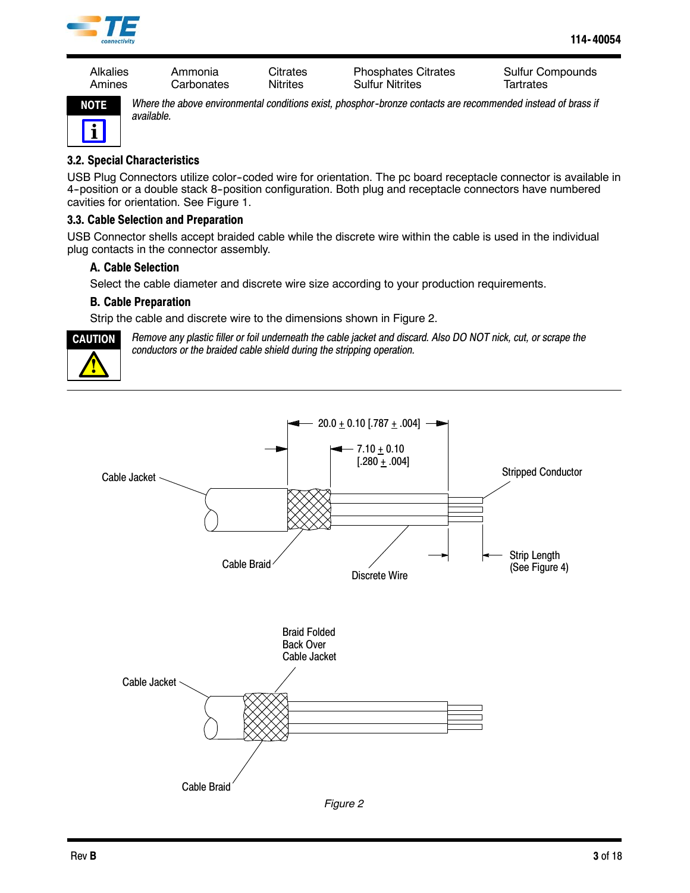| | | | | |
|---|---|---|---|---|
| Alkalies | Ammonia | Citrates | Phosphates Citrates | Sulfur Compounds |
| Amines | Carbonates | Nitrites | Sulfur Nitrites | Tartrates |

**NOTE**

*Where the above environmental conditions exist, phosphor-bronze contacts are recommended instead of brass if available.*

### 3.2. Special Characteristics

USB Plug Connectors utilize color-coded wire for orientation. The pc board receptacle connector is available in 4-position or a double stack 8-position configuration. Both plug and receptacle connectors have numbered cavities for orientation. See Figure 1.

### 3.3. Cable Selection and Preparation

USB Connector shells accept braided cable while the discrete wire within the cable is used in the individual plug contacts in the connector assembly.

#### A. Cable Selection

Select the cable diameter and discrete wire size according to your production requirements.

#### B. Cable Preparation

Strip the cable and discrete wire to the dimensions shown in Figure 2.

**CAUTION**

*Remove any plastic filler or foil underneath the cable jacket and discard. Also DO NOT nick, cut, or scrape the conductors or the braided cable shield during the stripping operation.*

20.0 ± 0.10 [.787 ± .004]

7.10 ± 0.10 [.280 ± .004]

Cable Jacket

Stripped Conductor

Cable Braid

Discrete Wire

Strip Length (See Figure 4)

Braid Folded Back Over Cable Jacket

Cable Jacket

Cable Braid

*Figure 2*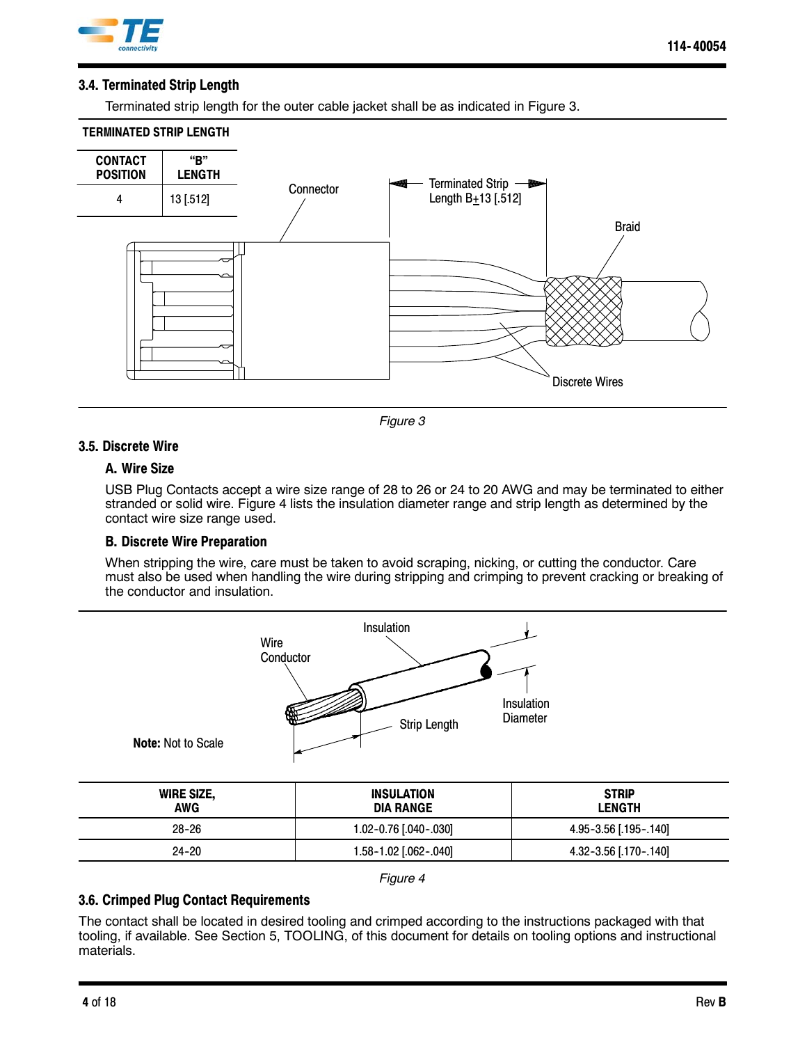### 3.4. Terminated Strip Length

Terminated strip length for the outer cable jacket shall be as indicated in Figure 3.

**TERMINATED STRIP LENGTH**

| CONTACT POSITION | "B" LENGTH |
|---|---|
| 4 | 13 [.512] |

Connector

Terminated Strip Length B±13 [.512]

Braid

Discrete Wires

*Figure 3*

### 3.5. Discrete Wire

#### A. Wire Size

USB Plug Contacts accept a wire size range of 28 to 26 or 24 to 20 AWG and may be terminated to either stranded or solid wire. Figure 4 lists the insulation diameter range and strip length as determined by the contact wire size range used.

#### B. Discrete Wire Preparation

When stripping the wire, care must be taken to avoid scraping, nicking, or cutting the conductor. Care must also be used when handling the wire during stripping and crimping to prevent cracking or breaking of the conductor and insulation.

Wire Conductor

Insulation

Insulation Diameter

Strip Length

**Note:** Not to Scale

| WIRE SIZE, AWG | INSULATION DIA RANGE | STRIP LENGTH |
|---|---|---|
| 28-26 | 1.02-0.76 [.040-.030] | 4.95-3.56 [.195-.140] |
| 24-20 | 1.58-1.02 [.062-.040] | 4.32-3.56 [.170-.140] |

*Figure 4*

### 3.6. Crimped Plug Contact Requirements

The contact shall be located in desired tooling and crimped according to the instructions packaged with that tooling, if available. See Section 5, TOOLING, of this document for details on tooling options and instructional materials.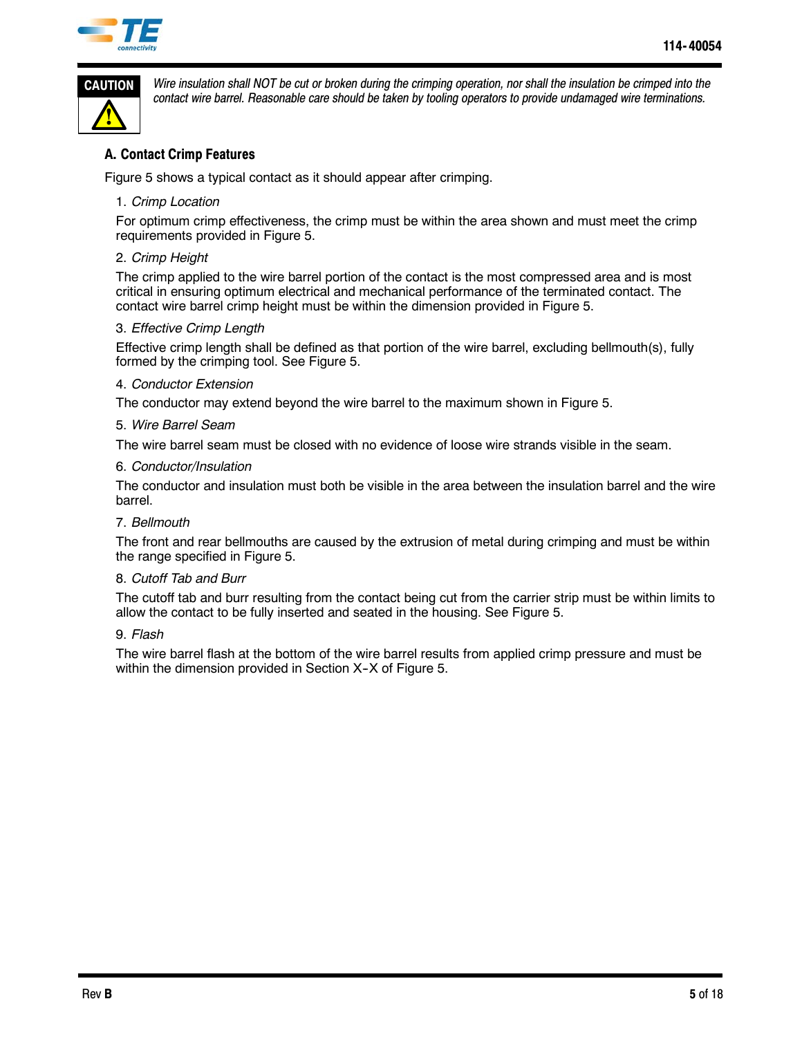**CAUTION**

*Wire insulation shall NOT be cut or broken during the crimping operation, nor shall the insulation be crimped into the contact wire barrel. Reasonable care should be taken by tooling operators to provide undamaged wire terminations.*

### A. Contact Crimp Features

Figure 5 shows a typical contact as it should appear after crimping.

1. *Crimp Location*

For optimum crimp effectiveness, the crimp must be within the area shown and must meet the crimp requirements provided in Figure 5.

2. *Crimp Height*

The crimp applied to the wire barrel portion of the contact is the most compressed area and is most critical in ensuring optimum electrical and mechanical performance of the terminated contact. The contact wire barrel crimp height must be within the dimension provided in Figure 5.

3. *Effective Crimp Length*

Effective crimp length shall be defined as that portion of the wire barrel, excluding bellmouth(s), fully formed by the crimping tool. See Figure 5.

4. *Conductor Extension*

The conductor may extend beyond the wire barrel to the maximum shown in Figure 5.

5. *Wire Barrel Seam*

The wire barrel seam must be closed with no evidence of loose wire strands visible in the seam.

6. *Conductor/Insulation*

The conductor and insulation must both be visible in the area between the insulation barrel and the wire barrel.

7. *Bellmouth*

The front and rear bellmouths are caused by the extrusion of metal during crimping and must be within the range specified in Figure 5.

8. *Cutoff Tab and Burr*

The cutoff tab and burr resulting from the contact being cut from the carrier strip must be within limits to allow the contact to be fully inserted and seated in the housing. See Figure 5.

9. *Flash*

The wire barrel flash at the bottom of the wire barrel results from applied crimp pressure and must be within the dimension provided in Section X-X of Figure 5.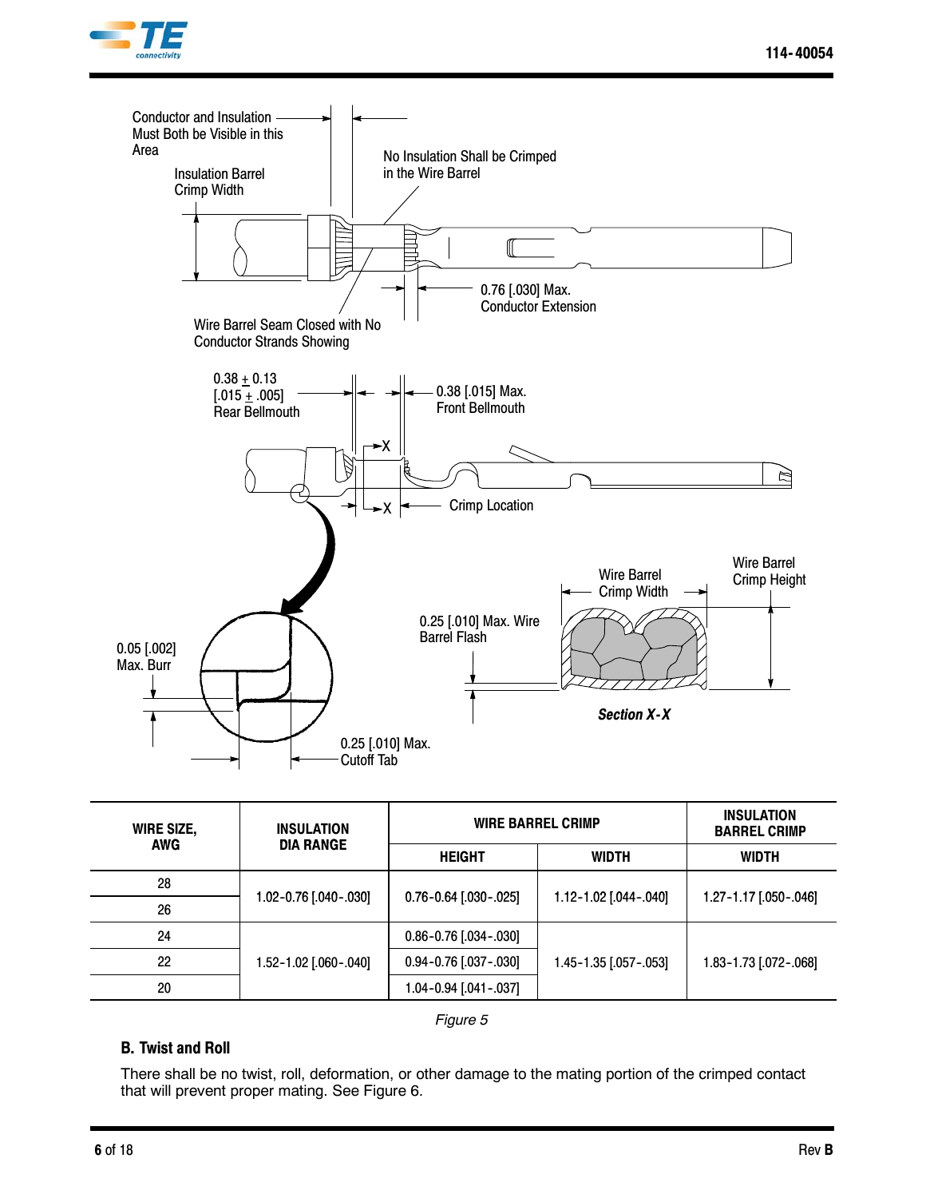Conductor and Insulation Must Both be Visible in this Area

Insulation Barrel Crimp Width

No Insulation Shall be Crimped in the Wire Barrel

0.76 [.030] Max. Conductor Extension

Wire Barrel Seam Closed with No Conductor Strands Showing

0.38 ± 0.13 [.015 ± .005] Rear Bellmouth

0.38 [.015] Max. Front Bellmouth

Crimp Location

Wire Barrel Crimp Width

Wire Barrel Crimp Height

0.25 [.010] Max. Wire Barrel Flash

0.05 [.002] Max. Burr

0.25 [.010] Max. Cutoff Tab

*Section X-X*

| WIRE SIZE, AWG | INSULATION DIA RANGE | WIRE BARREL CRIMP | | INSULATION BARREL CRIMP |
|---|---|---|---|---|
| | | HEIGHT | WIDTH | WIDTH |
| 28 | 1.02-0.76 [.040-.030] | 0.76-0.64 [.030-.025] | 1.12-1.02 [.044-.040] | 1.27-1.17 [.050-.046] |
| 26 | | | | |
| 24 | 1.52-1.02 [.060-.040] | 0.86-0.76 [.034-.030] | 1.45-1.35 [.057-.053] | 1.83-1.73 [.072-.068] |
| 22 | | 0.94-0.76 [.037-.030] | | |
| 20 | | 1.04-0.94 [.041-.037] | | |

*Figure 5*

### B. Twist and Roll

There shall be no twist, roll, deformation, or other damage to the mating portion of the crimped contact that will prevent proper mating. See Figure 6.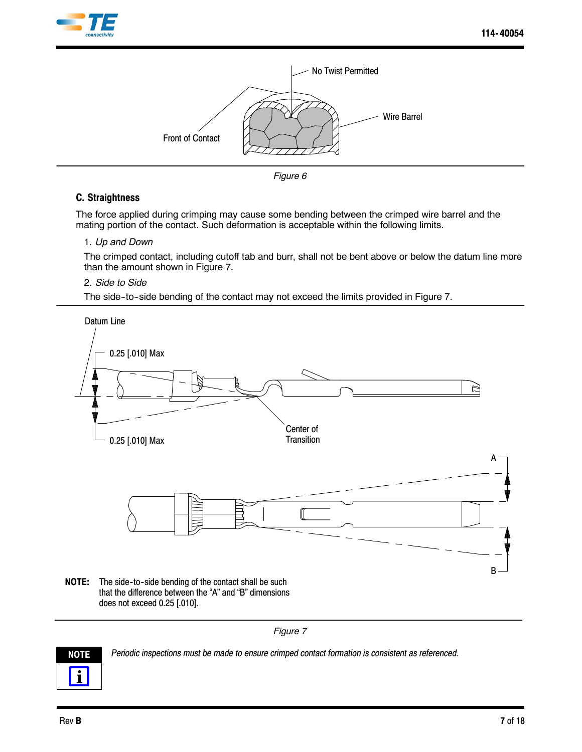No Twist Permitted

Front of Contact

Wire Barrel

*Figure 6*

### C. Straightness

The force applied during crimping may cause some bending between the crimped wire barrel and the mating portion of the contact. Such deformation is acceptable within the following limits.

1. *Up and Down*

The crimped contact, including cutoff tab and burr, shall not be bent above or below the datum line more than the amount shown in Figure 7.

2. *Side to Side*

The side-to-side bending of the contact may not exceed the limits provided in Figure 7.

Datum Line

0.25 [.010] Max

0.25 [.010] Max

Center of Transition

A

B

**NOTE:** The side-to-side bending of the contact shall be such that the difference between the "A" and "B" dimensions does not exceed 0.25 [.010].

*Figure 7*

**NOTE**

*Periodic inspections must be made to ensure crimped contact formation is consistent as referenced.*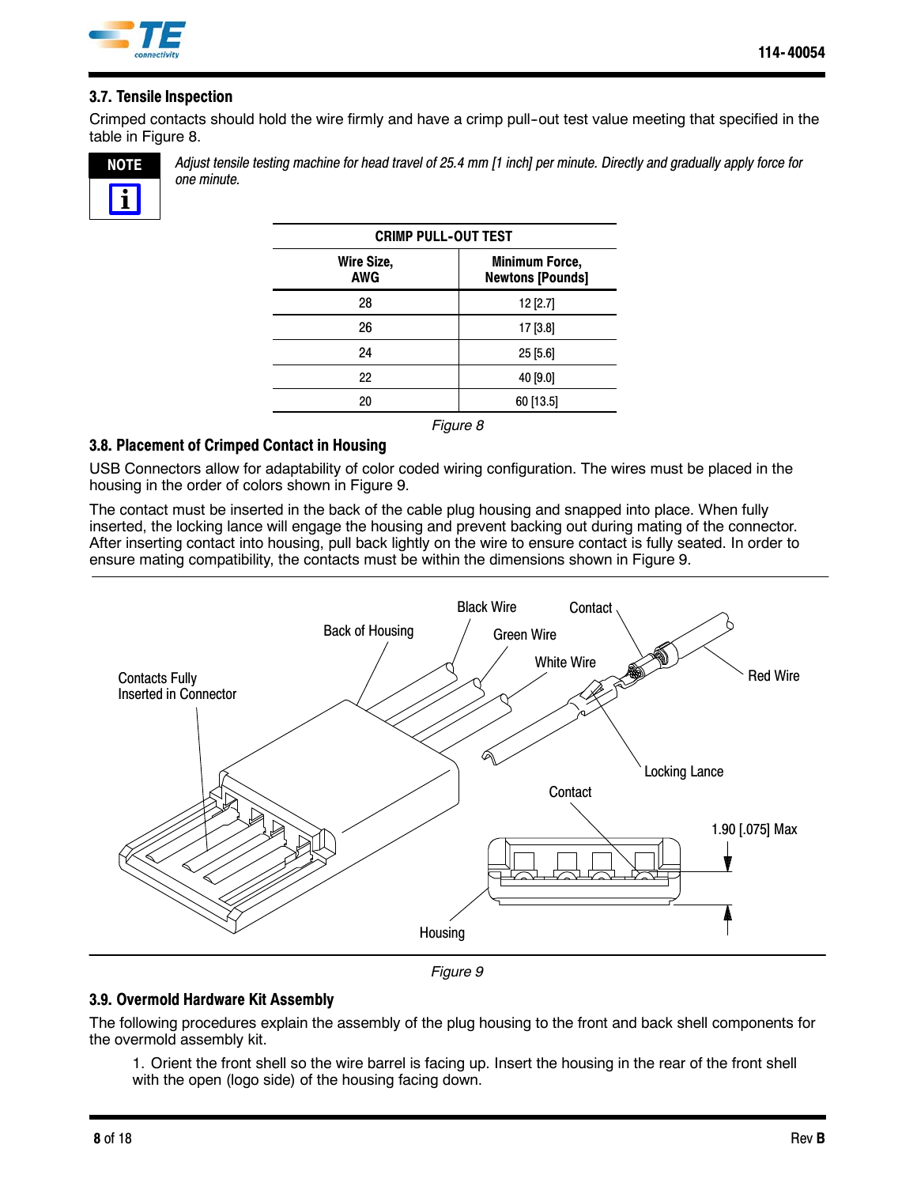### 3.7. Tensile Inspection

Crimped contacts should hold the wire firmly and have a crimp pull-out test value meeting that specified in the table in Figure 8.

**NOTE**

*Adjust tensile testing machine for head travel of 25.4 mm [1 inch] per minute. Directly and gradually apply force for one minute.*

| CRIMP PULL-OUT TEST | |
|---|---|
| **Wire Size, AWG** | **Minimum Force, Newtons [Pounds]** |
| 28 | 12 [2.7] |
| 26 | 17 [3.8] |
| 24 | 25 [5.6] |
| 22 | 40 [9.0] |
| 20 | 60 [13.5] |

*Figure 8*

### 3.8. Placement of Crimped Contact in Housing

USB Connectors allow for adaptability of color coded wiring configuration. The wires must be placed in the housing in the order of colors shown in Figure 9.

The contact must be inserted in the back of the cable plug housing and snapped into place. When fully inserted, the locking lance will engage the housing and prevent backing out during mating of the connector. After inserting contact into housing, pull back lightly on the wire to ensure contact is fully seated. In order to ensure mating compatibility, the contacts must be within the dimensions shown in Figure 9.

Black Wire · Contact · Back of Housing · Green Wire · White Wire · Red Wire · Contacts Fully Inserted in Connector · Locking Lance · Contact · 1.90 [.075] Max · Housing

*Figure 9*

### 3.9. Overmold Hardware Kit Assembly

The following procedures explain the assembly of the plug housing to the front and back shell components for the overmold assembly kit.

1. Orient the front shell so the wire barrel is facing up. Insert the housing in the rear of the front shell with the open (logo side) of the housing facing down.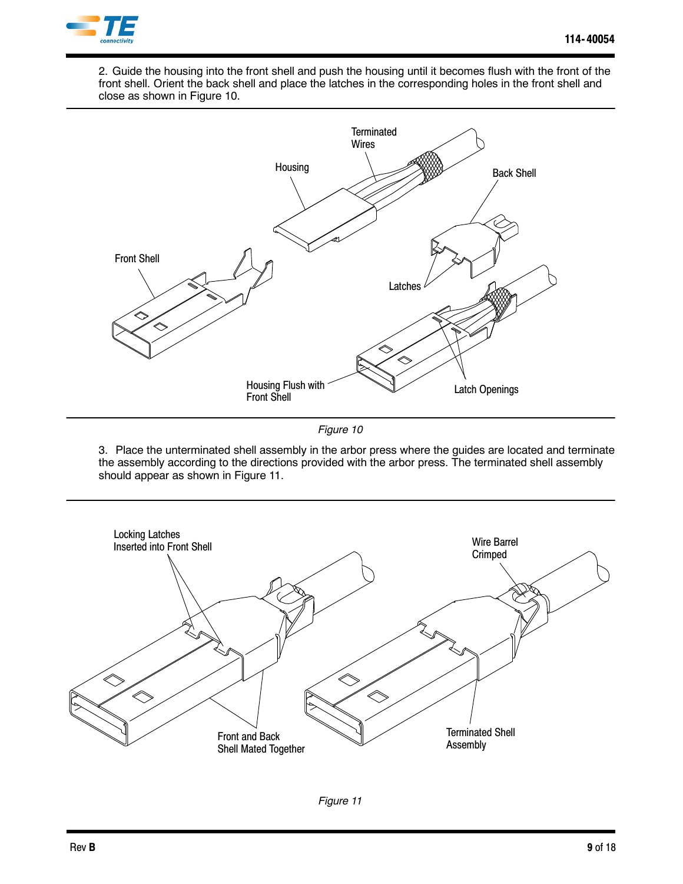2. Guide the housing into the front shell and push the housing until it becomes flush with the front of the front shell. Orient the back shell and place the latches in the corresponding holes in the front shell and close as shown in Figure 10.

Terminated Wires

Housing

Back Shell

Front Shell

Latches

Housing Flush with Front Shell

Latch Openings

*Figure 10*

3. Place the unterminated shell assembly in the arbor press where the guides are located and terminate the assembly according to the directions provided with the arbor press. The terminated shell assembly should appear as shown in Figure 11.

Locking Latches Inserted into Front Shell

Wire Barrel Crimped

Front and Back Shell Mated Together

Terminated Shell Assembly

*Figure 11*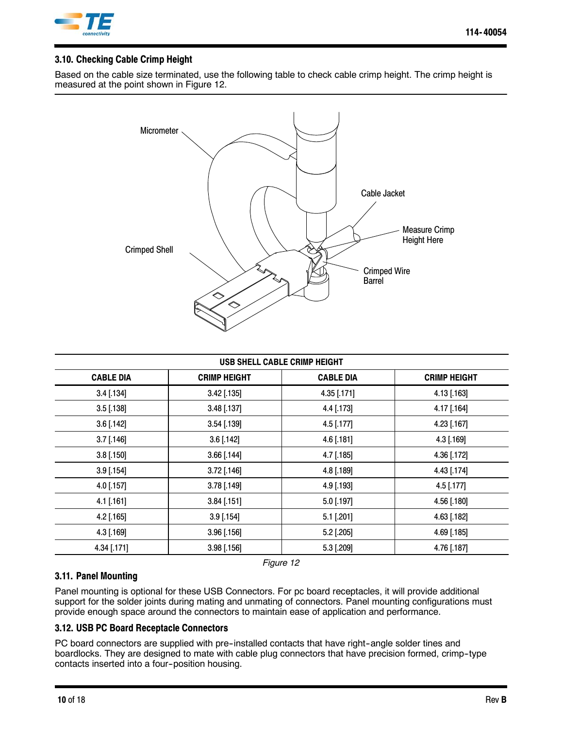### 3.10. Checking Cable Crimp Height

Based on the cable size terminated, use the following table to check cable crimp height. The crimp height is measured at the point shown in Figure 12.

| USB SHELL CABLE CRIMP HEIGHT | | | |
|---|---|---|---|
| CABLE DIA | CRIMP HEIGHT | CABLE DIA | CRIMP HEIGHT |
| 3.4 [.134] | 3.42 [.135] | 4.35 [.171] | 4.13 [.163] |
| 3.5 [.138] | 3.48 [.137] | 4.4 [.173] | 4.17 [.164] |
| 3.6 [.142] | 3.54 [.139] | 4.5 [.177] | 4.23 [.167] |
| 3.7 [.146] | 3.6 [.142] | 4.6 [.181] | 4.3 [.169] |
| 3.8 [.150] | 3.66 [.144] | 4.7 [.185] | 4.36 [.172] |
| 3.9 [.154] | 3.72 [.146] | 4.8 [.189] | 4.43 [.174] |
| 4.0 [.157] | 3.78 [.149] | 4.9 [.193] | 4.5 [.177] |
| 4.1 [.161] | 3.84 [.151] | 5.0 [.197] | 4.56 [.180] |
| 4.2 [.165] | 3.9 [.154] | 5.1 [.201] | 4.63 [.182] |
| 4.3 [.169] | 3.96 [.156] | 5.2 [.205] | 4.69 [.185] |
| 4.34 [.171] | 3.98 [.156] | 5.3 [.209] | 4.76 [.187] |

*Figure 12*

### 3.11. Panel Mounting

Panel mounting is optional for these USB Connectors. For pc board receptacles, it will provide additional support for the solder joints during mating and unmating of connectors. Panel mounting configurations must provide enough space around the connectors to maintain ease of application and performance.

### 3.12. USB PC Board Receptacle Connectors

PC board connectors are supplied with pre-installed contacts that have right-angle solder tines and boardlocks. They are designed to mate with cable plug connectors that have precision formed, crimp-type contacts inserted into a four-position housing.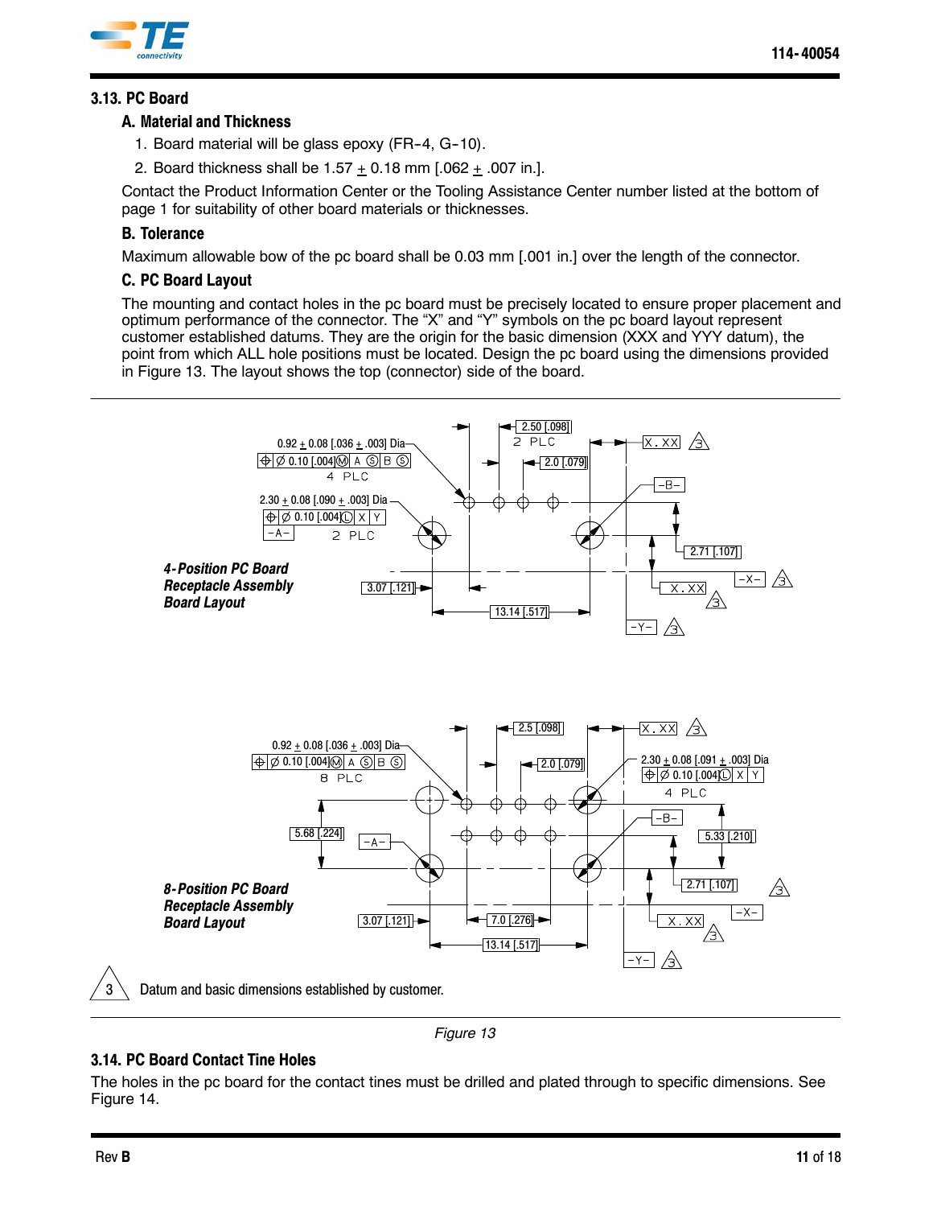### 3.13. PC Board

#### A. Material and Thickness

1. Board material will be glass epoxy (FR-4, G-10).
2. Board thickness shall be 1.57 ± 0.18 mm [.062 ± .007 in.].

Contact the Product Information Center or the Tooling Assistance Center number listed at the bottom of page 1 for suitability of other board materials or thicknesses.

#### B. Tolerance

Maximum allowable bow of the pc board shall be 0.03 mm [.001 in.] over the length of the connector.

#### C. PC Board Layout

The mounting and contact holes in the pc board must be precisely located to ensure proper placement and optimum performance of the connector. The "X" and "Y" symbols on the pc board layout represent customer established datums. They are the origin for the basic dimension (XXX and YYY datum), the point from which ALL hole positions must be located. Design the pc board using the dimensions provided in Figure 13. The layout shows the top (connector) side of the board.

*4-Position PC Board Receptacle Assembly Board Layout*

0.92 ± 0.08 [.036 ± .003] Dia
⌖ Ø 0.10 [.004]Ⓜ A Ⓢ B Ⓢ
4 PLC

2.30 ± 0.08 [.090 ± .003] Dia
⌖ Ø 0.10 [.004]Ⓛ X Y
-A-
2 PLC

2.50 [.098]
2 PLC

2.0 [.079]

X.XX 3

-B-

2.71 [.107]

-X- 3

X.XX 3

3.07 [.121]

13.14 [.517]

-Y- 3

*8-Position PC Board Receptacle Assembly Board Layout*

0.92 ± 0.08 [.036 ± .003] Dia
⌖ Ø 0.10 [.004]Ⓜ A Ⓢ B Ⓢ
8 PLC

2.5 [.098]

2.0 [.079]

X.XX 3

2.30 ± 0.08 [.091 ± .003] Dia
⌖ Ø 0.10 [.004]Ⓛ X Y
4 PLC

5.68 [.224]

-A-

-B-

5.33 [.210]

2.71 [.107]

-X- 3

X.XX 3

3.07 [.121]

7.0 [.276]

13.14 [.517]

-Y- 3

3 Datum and basic dimensions established by customer.

Figure 13

### 3.14. PC Board Contact Tine Holes

The holes in the pc board for the contact tines must be drilled and plated through to specific dimensions. See Figure 14.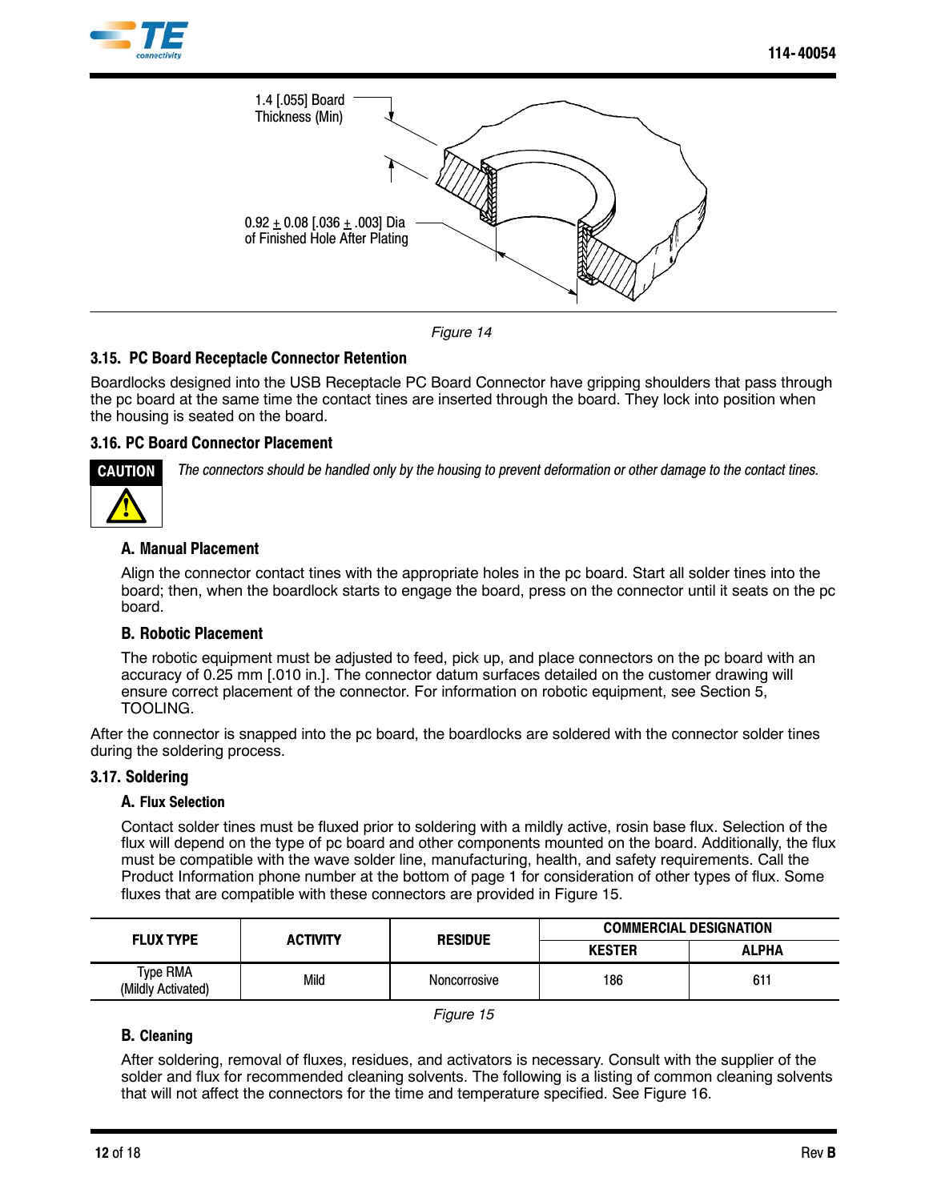1.4 [.055] Board Thickness (Min)

0.92 ± 0.08 [.036 ± .003] Dia of Finished Hole After Plating

*Figure 14*

### 3.15. PC Board Receptacle Connector Retention

Boardlocks designed into the USB Receptacle PC Board Connector have gripping shoulders that pass through the pc board at the same time the contact tines are inserted through the board. They lock into position when the housing is seated on the board.

### 3.16. PC Board Connector Placement

**CAUTION**

*The connectors should be handled only by the housing to prevent deformation or other damage to the contact tines.*

#### A. Manual Placement

Align the connector contact tines with the appropriate holes in the pc board. Start all solder tines into the board; then, when the boardlock starts to engage the board, press on the connector until it seats on the pc board.

#### B. Robotic Placement

The robotic equipment must be adjusted to feed, pick up, and place connectors on the pc board with an accuracy of 0.25 mm [.010 in.]. The connector datum surfaces detailed on the customer drawing will ensure correct placement of the connector. For information on robotic equipment, see Section 5, TOOLING.

After the connector is snapped into the pc board, the boardlocks are soldered with the connector solder tines during the soldering process.

### 3.17. Soldering

#### A. Flux Selection

Contact solder tines must be fluxed prior to soldering with a mildly active, rosin base flux. Selection of the flux will depend on the type of pc board and other components mounted on the board. Additionally, the flux must be compatible with the wave solder line, manufacturing, health, and safety requirements. Call the Product Information phone number at the bottom of page 1 for consideration of other types of flux. Some fluxes that are compatible with these connectors are provided in Figure 15.

| FLUX TYPE | ACTIVITY | RESIDUE | COMMERCIAL DESIGNATION | |
|---|---|---|---|---|
| | | | KESTER | ALPHA |
| Type RMA (Mildly Activated) | Mild | Noncorrosive | 186 | 611 |

*Figure 15*

#### B. Cleaning

After soldering, removal of fluxes, residues, and activators is necessary. Consult with the supplier of the solder and flux for recommended cleaning solvents. The following is a listing of common cleaning solvents that will not affect the connectors for the time and temperature specified. See Figure 16.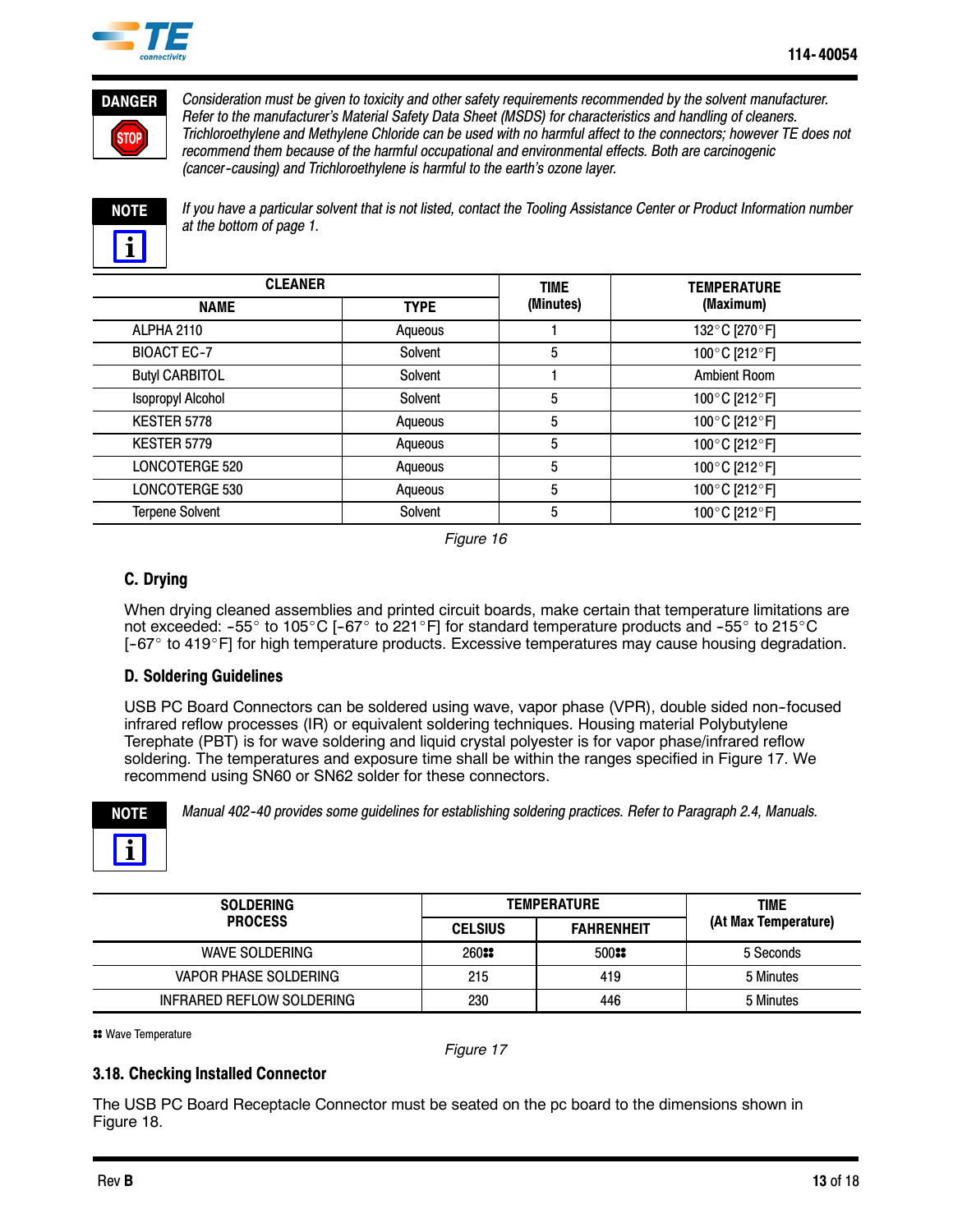**DANGER**

*Consideration must be given to toxicity and other safety requirements recommended by the solvent manufacturer. Refer to the manufacturer's Material Safety Data Sheet (MSDS) for characteristics and handling of cleaners. Trichloroethylene and Methylene Chloride can be used with no harmful affect to the connectors; however TE does not recommend them because of the harmful occupational and environmental effects. Both are carcinogenic (cancer-causing) and Trichloroethylene is harmful to the earth's ozone layer.*

**NOTE**

*If you have a particular solvent that is not listed, contact the Tooling Assistance Center or Product Information number at the bottom of page 1.*

| CLEANER | | TIME (Minutes) | TEMPERATURE (Maximum) |
|---|---|---|---|
| NAME | TYPE | | |
| ALPHA 2110 | Aqueous | 1 | 132°C [270°F] |
| BIOACT EC-7 | Solvent | 5 | 100°C [212°F] |
| Butyl CARBITOL | Solvent | 1 | Ambient Room |
| Isopropyl Alcohol | Solvent | 5 | 100°C [212°F] |
| KESTER 5778 | Aqueous | 5 | 100°C [212°F] |
| KESTER 5779 | Aqueous | 5 | 100°C [212°F] |
| LONCOTERGE 520 | Aqueous | 5 | 100°C [212°F] |
| LONCOTERGE 530 | Aqueous | 5 | 100°C [212°F] |
| Terpene Solvent | Solvent | 5 | 100°C [212°F] |

*Figure 16*

### C. Drying

When drying cleaned assemblies and printed circuit boards, make certain that temperature limitations are not exceeded: -55° to 105°C [-67° to 221°F] for standard temperature products and -55° to 215°C [-67° to 419°F] for high temperature products. Excessive temperatures may cause housing degradation.

### D. Soldering Guidelines

USB PC Board Connectors can be soldered using wave, vapor phase (VPR), double sided non-focused infrared reflow processes (IR) or equivalent soldering techniques. Housing material Polybutylene Terephate (PBT) is for wave soldering and liquid crystal polyester is for vapor phase/infrared reflow soldering. The temperatures and exposure time shall be within the ranges specified in Figure 17. We recommend using SN60 or SN62 solder for these connectors.

**NOTE**

*Manual 402-40 provides some guidelines for establishing soldering practices. Refer to Paragraph 2.4, Manuals.*

| SOLDERING PROCESS | TEMPERATURE | | TIME (At Max Temperature) |
|---|---|---|---|
| | CELSIUS | FAHRENHEIT | |
| WAVE SOLDERING | 260** | 500** | 5 Seconds |
| VAPOR PHASE SOLDERING | 215 | 419 | 5 Minutes |
| INFRARED REFLOW SOLDERING | 230 | 446 | 5 Minutes |

** Wave Temperature

*Figure 17*

## 3.18. Checking Installed Connector

The USB PC Board Receptacle Connector must be seated on the pc board to the dimensions shown in Figure 18.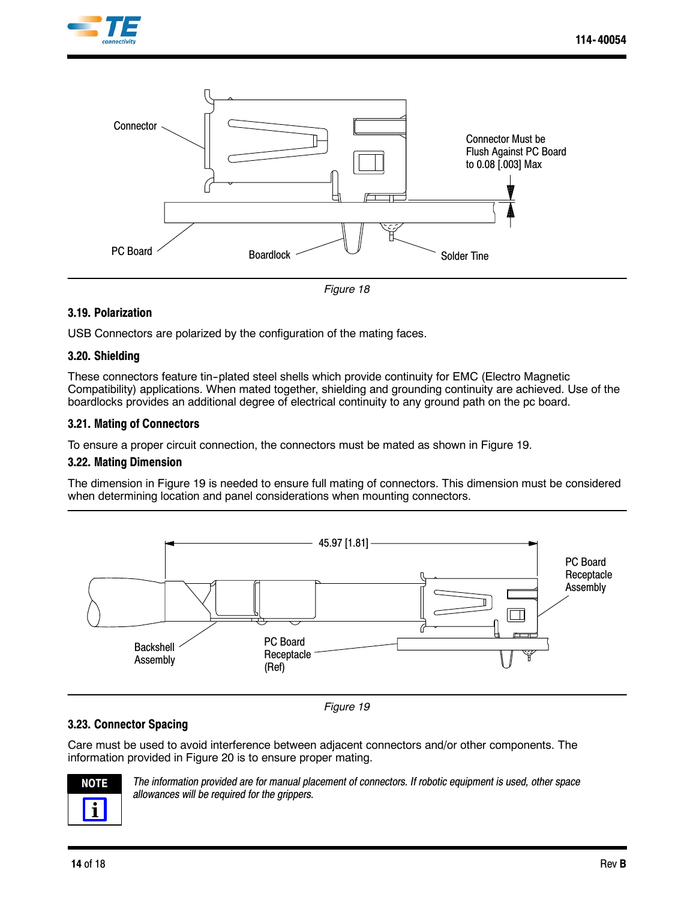Connector

Connector Must be Flush Against PC Board to 0.08 [.003] Max

PC Board

Boardlock

Solder Tine

*Figure 18*

### 3.19. Polarization

USB Connectors are polarized by the configuration of the mating faces.

### 3.20. Shielding

These connectors feature tin-plated steel shells which provide continuity for EMC (Electro Magnetic Compatibility) applications. When mated together, shielding and grounding continuity are achieved. Use of the boardlocks provides an additional degree of electrical continuity to any ground path on the pc board.

### 3.21. Mating of Connectors

To ensure a proper circuit connection, the connectors must be mated as shown in Figure 19.

### 3.22. Mating Dimension

The dimension in Figure 19 is needed to ensure full mating of connectors. This dimension must be considered when determining location and panel considerations when mounting connectors.

45.97 [1.81]

PC Board Receptacle Assembly

Backshell Assembly

PC Board Receptacle (Ref)

*Figure 19*

### 3.23. Connector Spacing

Care must be used to avoid interference between adjacent connectors and/or other components. The information provided in Figure 20 is to ensure proper mating.

**NOTE**

*The information provided are for manual placement of connectors. If robotic equipment is used, other space allowances will be required for the grippers.*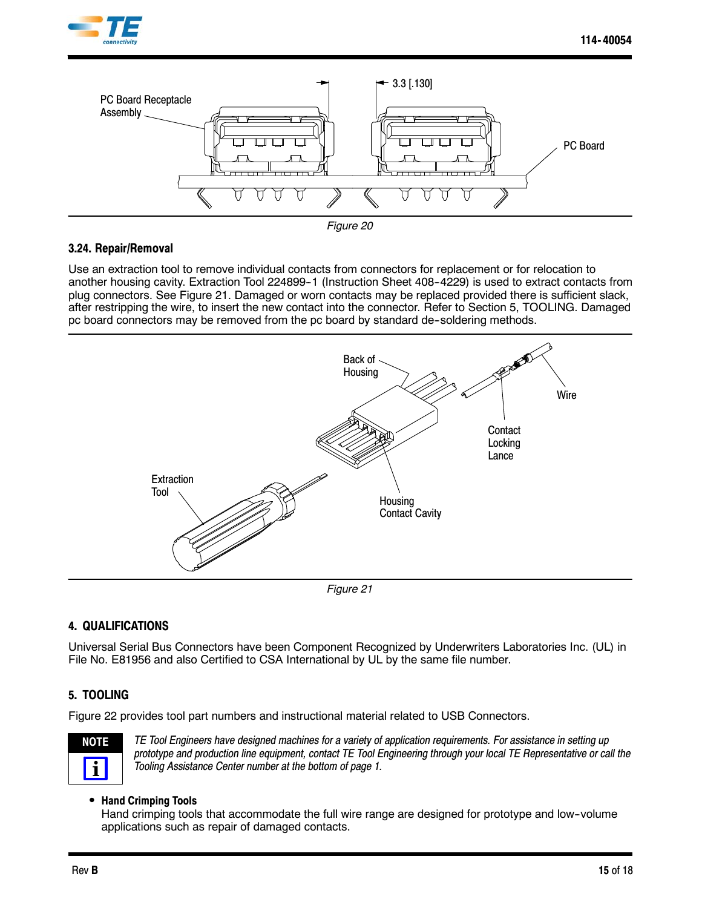Figure 20

### 3.24. Repair/Removal

Use an extraction tool to remove individual contacts from connectors for replacement or for relocation to another housing cavity. Extraction Tool 224899-1 (Instruction Sheet 408-4229) is used to extract contacts from plug connectors. See Figure 21. Damaged or worn contacts may be replaced provided there is sufficient slack, after restripping the wire, to insert the new contact into the connector. Refer to Section 5, TOOLING. Damaged pc board connectors may be removed from the pc board by standard de-soldering methods.

Figure 21

## 4. QUALIFICATIONS

Universal Serial Bus Connectors have been Component Recognized by Underwriters Laboratories Inc. (UL) in File No. E81956 and also Certified to CSA International by UL by the same file number.

## 5. TOOLING

Figure 22 provides tool part numbers and instructional material related to USB Connectors.

**NOTE**

*TE Tool Engineers have designed machines for a variety of application requirements. For assistance in setting up prototype and production line equipment, contact TE Tool Engineering through your local TE Representative or call the Tooling Assistance Center number at the bottom of page 1.*

- **Hand Crimping Tools**
  Hand crimping tools that accommodate the full wire range are designed for prototype and low-volume applications such as repair of damaged contacts.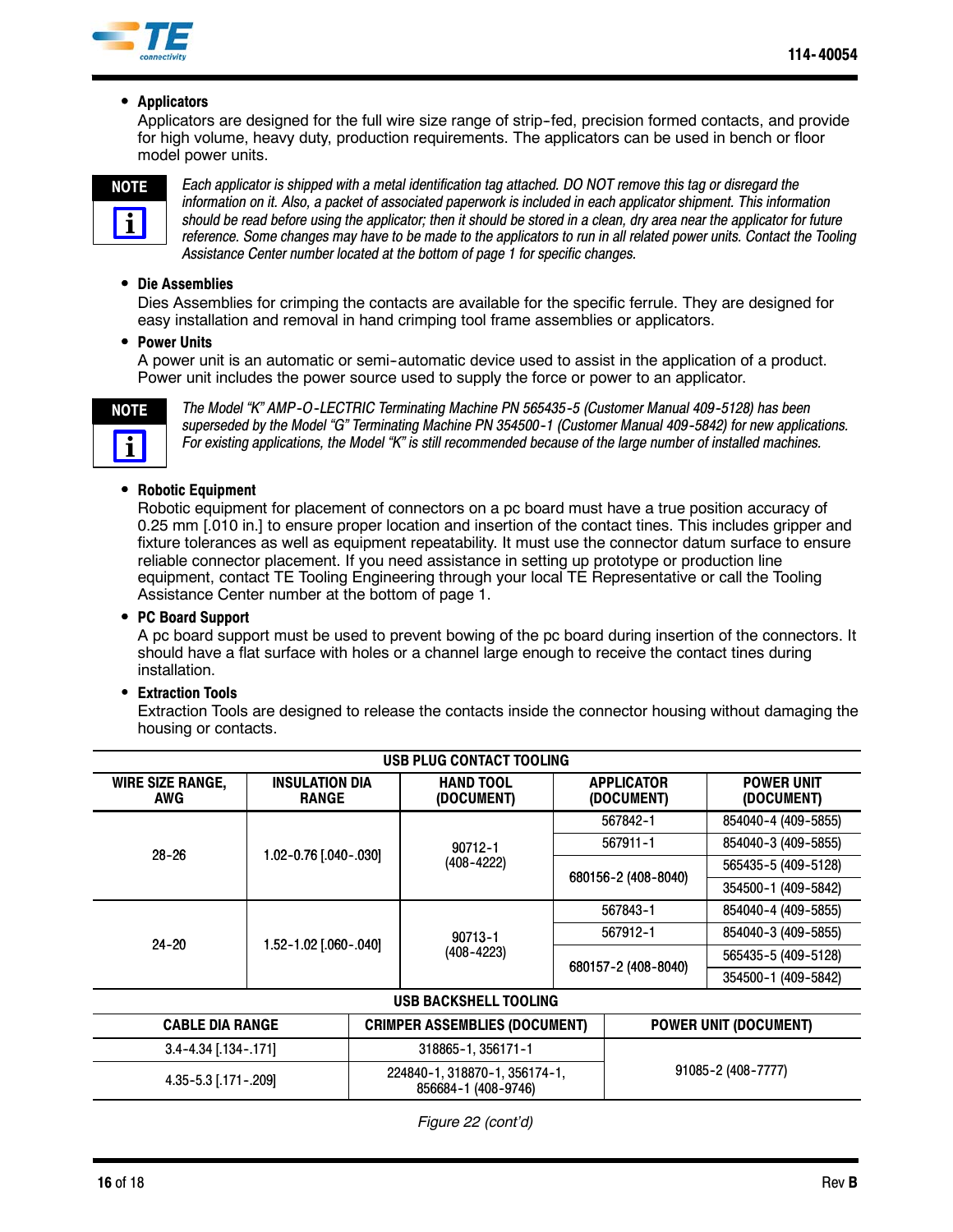- **Applicators**

  Applicators are designed for the full wire size range of strip-fed, precision formed contacts, and provide for high volume, heavy duty, production requirements. The applicators can be used in bench or floor model power units.

**NOTE**

*Each applicator is shipped with a metal identification tag attached. DO NOT remove this tag or disregard the information on it. Also, a packet of associated paperwork is included in each applicator shipment. This information should be read before using the applicator; then it should be stored in a clean, dry area near the applicator for future reference. Some changes may have to be made to the applicators to run in all related power units. Contact the Tooling Assistance Center number located at the bottom of page 1 for specific changes.*

- **Die Assemblies**

  Dies Assemblies for crimping the contacts are available for the specific ferrule. They are designed for easy installation and removal in hand crimping tool frame assemblies or applicators.

- **Power Units**

  A power unit is an automatic or semi-automatic device used to assist in the application of a product. Power unit includes the power source used to supply the force or power to an applicator.

**NOTE**

*The Model "K" AMP-O-LECTRIC Terminating Machine PN 565435-5 (Customer Manual 409-5128) has been superseded by the Model "G" Terminating Machine PN 354500-1 (Customer Manual 409-5842) for new applications. For existing applications, the Model "K" is still recommended because of the large number of installed machines.*

- **Robotic Equipment**

  Robotic equipment for placement of connectors on a pc board must have a true position accuracy of 0.25 mm [.010 in.] to ensure proper location and insertion of the contact tines. This includes gripper and fixture tolerances as well as equipment repeatability. It must use the connector datum surface to ensure reliable connector placement. If you need assistance in setting up prototype or production line equipment, contact TE Tooling Engineering through your local TE Representative or call the Tooling Assistance Center number at the bottom of page 1.

- **PC Board Support**

  A pc board support must be used to prevent bowing of the pc board during insertion of the connectors. It should have a flat surface with holes or a channel large enough to receive the contact tines during installation.

- **Extraction Tools**

  Extraction Tools are designed to release the contacts inside the connector housing without damaging the housing or contacts.

**USB PLUG CONTACT TOOLING**

| WIRE SIZE RANGE, AWG | INSULATION DIA RANGE | HAND TOOL (DOCUMENT) | APPLICATOR (DOCUMENT) | POWER UNIT (DOCUMENT) |
|---|---|---|---|---|
| 28-26 | 1.02-0.76 [.040-.030] | 90712-1 (408-4222) | 567842-1 | 854040-4 (409-5855) |
| | | | 567911-1 | 854040-3 (409-5855) |
| | | | 680156-2 (408-8040) | 565435-5 (409-5128) |
| | | | | 354500-1 (409-5842) |
| 24-20 | 1.52-1.02 [.060-.040] | 90713-1 (408-4223) | 567843-1 | 854040-4 (409-5855) |
| | | | 567912-1 | 854040-3 (409-5855) |
| | | | 680157-2 (408-8040) | 565435-5 (409-5128) |
| | | | | 354500-1 (409-5842) |

**USB BACKSHELL TOOLING**

| CABLE DIA RANGE | CRIMPER ASSEMBLIES (DOCUMENT) | POWER UNIT (DOCUMENT) |
|---|---|---|
| 3.4-4.34 [.134-.171] | 318865-1, 356171-1 | 91085-2 (408-7777) |
| 4.35-5.3 [.171-.209] | 224840-1, 318870-1, 356174-1, 856684-1 (408-9746) | |

*Figure 22 (cont'd)*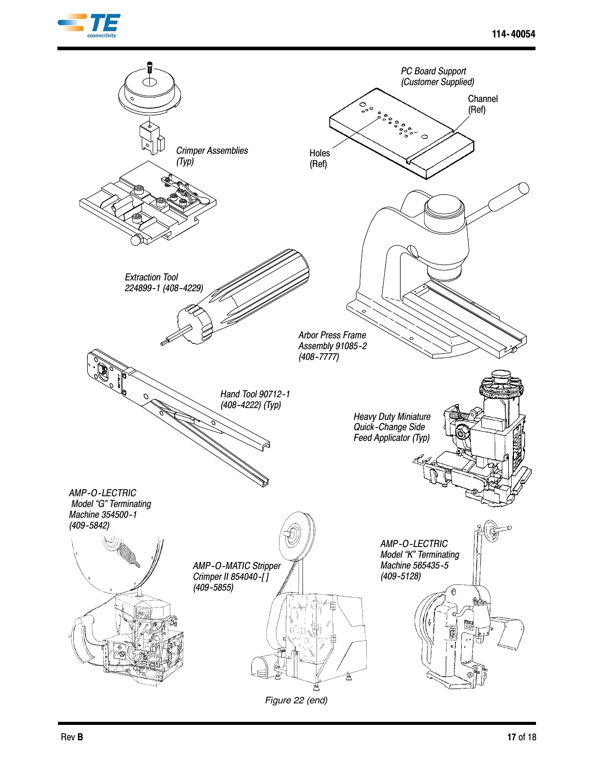Crimper Assemblies (Typ)

PC Board Support (Customer Supplied)

Channel (Ref)

Holes (Ref)

Extraction Tool 224899-1 (408-4229)

Arbor Press Frame Assembly 91085-2 (408-7777)

Hand Tool 90712-1 (408-4222) (Typ)

Heavy Duty Miniature Quick-Change Side Feed Applicator (Typ)

AMP-O-LECTRIC Model “G” Terminating Machine 354500-1 (409-5842)

AMP-O-MATIC Stripper Crimper II 854040-[ ] (409-5855)

AMP-O-LECTRIC Model “K” Terminating Machine 565435-5 (409-5128)

*Figure 22 (end)*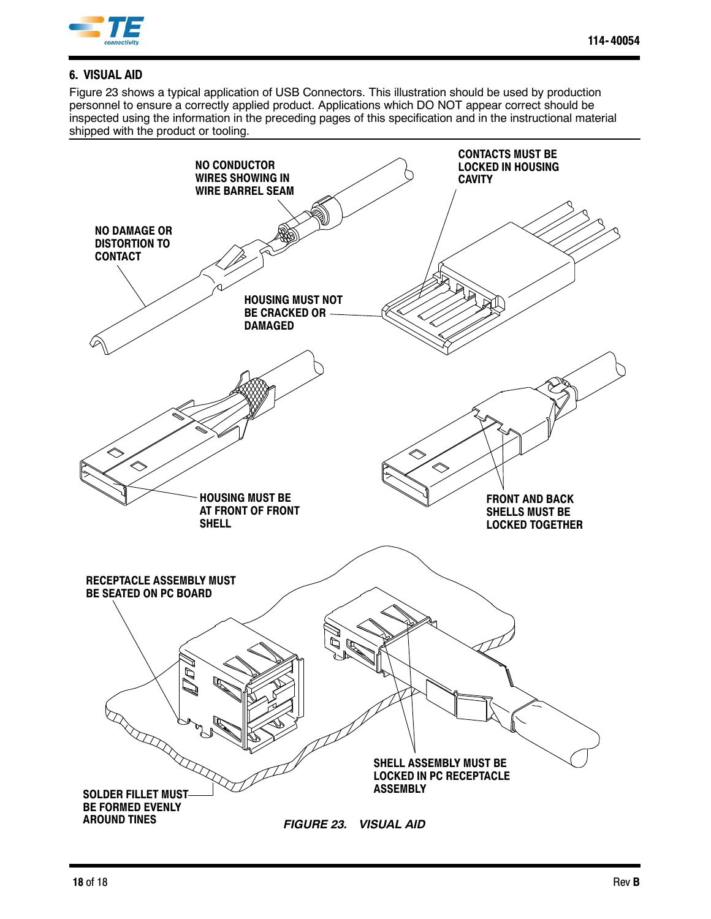## 6. VISUAL AID

Figure 23 shows a typical application of USB Connectors. This illustration should be used by production personnel to ensure a correctly applied product. Applications which DO NOT appear correct should be inspected using the information in the preceding pages of this specification and in the instructional material shipped with the product or tooling.

NO CONDUCTOR WIRES SHOWING IN WIRE BARREL SEAM

CONTACTS MUST BE LOCKED IN HOUSING CAVITY

NO DAMAGE OR DISTORTION TO CONTACT

HOUSING MUST NOT BE CRACKED OR DAMAGED

HOUSING MUST BE AT FRONT OF FRONT SHELL

FRONT AND BACK SHELLS MUST BE LOCKED TOGETHER

RECEPTACLE ASSEMBLY MUST BE SEATED ON PC BOARD

SHELL ASSEMBLY MUST BE LOCKED IN PC RECEPTACLE ASSEMBLY

SOLDER FILLET MUST BE FORMED EVENLY AROUND TINES

*FIGURE 23. VISUAL AID*